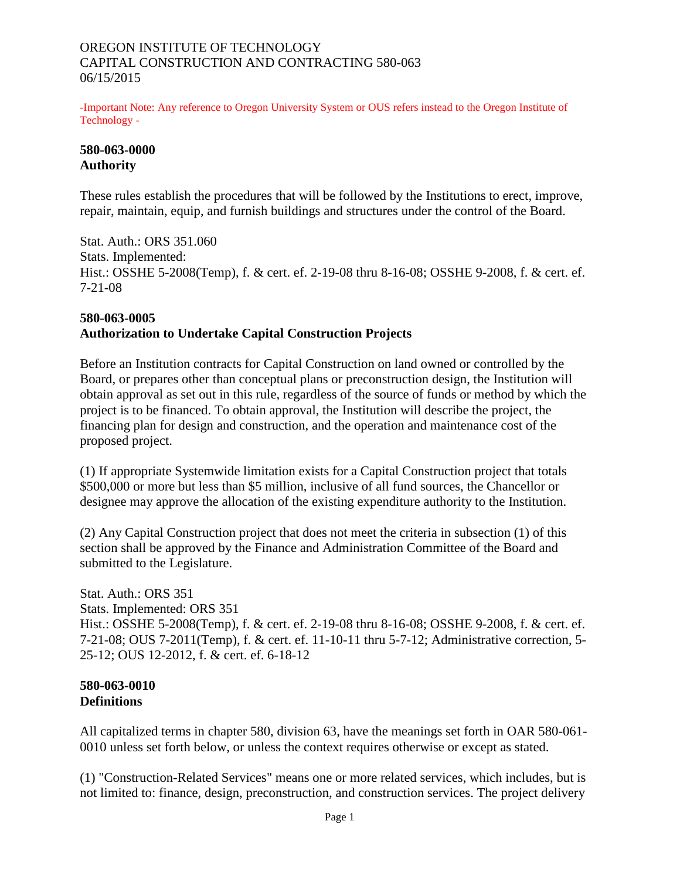OREGON INSTITUTE OF TECHNOLOGY
CAPITAL CONSTRUCTION AND CONTRACTING 580-063
06/15/2015

-Important Note: Any reference to Oregon University System or OUS refers instead to the Oregon Institute of Technology -

**580-063-0000**
**Authority**

These rules establish the procedures that will be followed by the Institutions to erect, improve, repair, maintain, equip, and furnish buildings and structures under the control of the Board.

Stat. Auth.: ORS 351.060
Stats. Implemented:
Hist.: OSSHE 5-2008(Temp), f. & cert. ef. 2-19-08 thru 8-16-08; OSSHE 9-2008, f. & cert. ef. 7-21-08

**580-063-0005**
**Authorization to Undertake Capital Construction Projects**

Before an Institution contracts for Capital Construction on land owned or controlled by the Board, or prepares other than conceptual plans or preconstruction design, the Institution will obtain approval as set out in this rule, regardless of the source of funds or method by which the project is to be financed. To obtain approval, the Institution will describe the project, the financing plan for design and construction, and the operation and maintenance cost of the proposed project.

(1) If appropriate Systemwide limitation exists for a Capital Construction project that totals $500,000 or more but less than $5 million, inclusive of all fund sources, the Chancellor or designee may approve the allocation of the existing expenditure authority to the Institution.

(2) Any Capital Construction project that does not meet the criteria in subsection (1) of this section shall be approved by the Finance and Administration Committee of the Board and submitted to the Legislature.

Stat. Auth.: ORS 351
Stats. Implemented: ORS 351
Hist.: OSSHE 5-2008(Temp), f. & cert. ef. 2-19-08 thru 8-16-08; OSSHE 9-2008, f. & cert. ef. 7-21-08; OUS 7-2011(Temp), f. & cert. ef. 11-10-11 thru 5-7-12; Administrative correction, 5-25-12; OUS 12-2012, f. & cert. ef. 6-18-12

**580-063-0010**
**Definitions**

All capitalized terms in chapter 580, division 63, have the meanings set forth in OAR 580-061-0010 unless set forth below, or unless the context requires otherwise or except as stated.

(1) "Construction-Related Services" means one or more related services, which includes, but is not limited to: finance, design, preconstruction, and construction services. The project delivery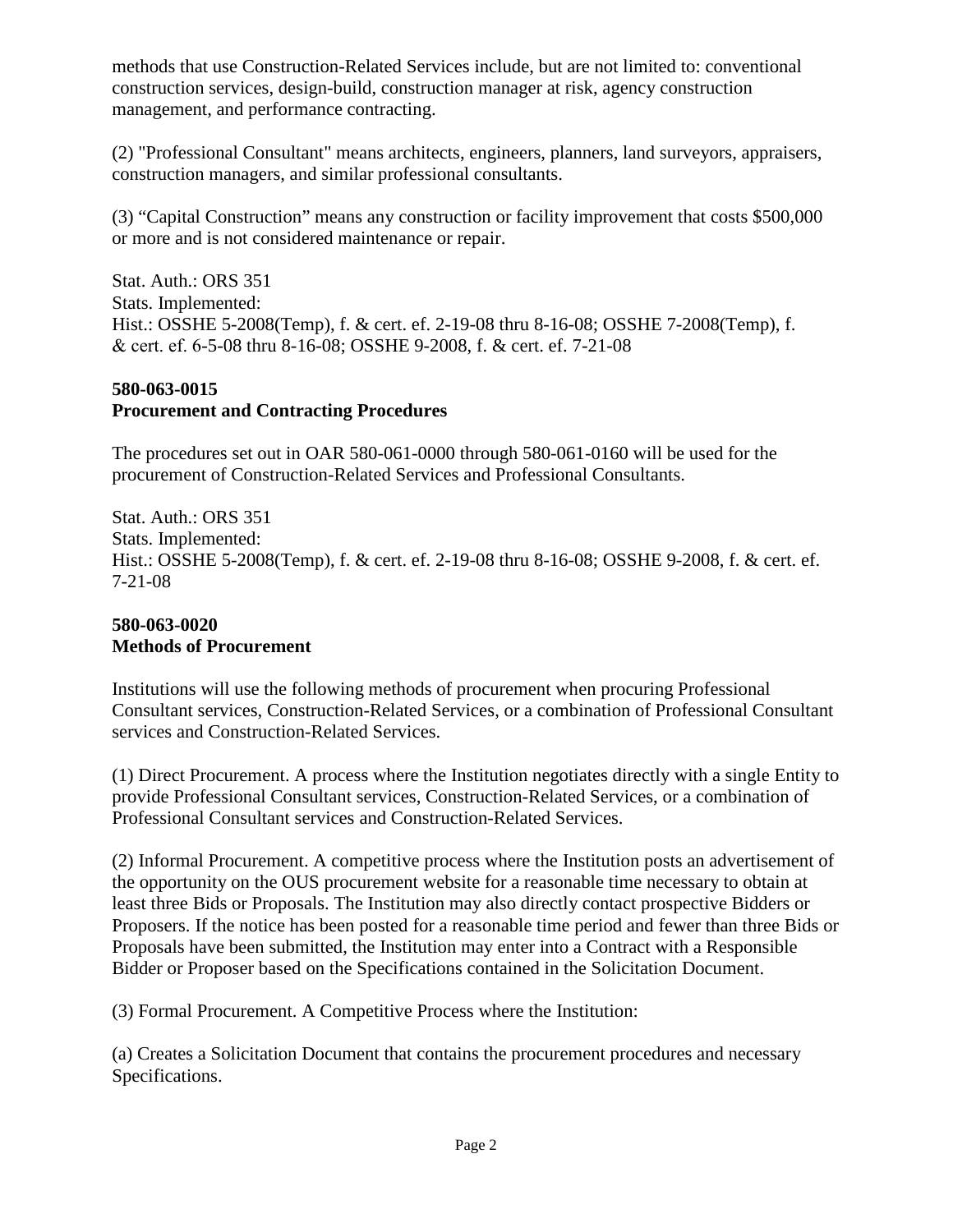methods that use Construction-Related Services include, but are not limited to: conventional construction services, design-build, construction manager at risk, agency construction management, and performance contracting.

(2) "Professional Consultant" means architects, engineers, planners, land surveyors, appraisers, construction managers, and similar professional consultants.

(3) “Capital Construction” means any construction or facility improvement that costs $500,000 or more and is not considered maintenance or repair.

Stat. Auth.: ORS 351
Stats. Implemented:
Hist.: OSSHE 5-2008(Temp), f. & cert. ef. 2-19-08 thru 8-16-08; OSSHE 7-2008(Temp), f. & cert. ef. 6-5-08 thru 8-16-08; OSSHE 9-2008, f. & cert. ef. 7-21-08

**580-063-0015**
**Procurement and Contracting Procedures**

The procedures set out in OAR 580-061-0000 through 580-061-0160 will be used for the procurement of Construction-Related Services and Professional Consultants.

Stat. Auth.: ORS 351
Stats. Implemented:
Hist.: OSSHE 5-2008(Temp), f. & cert. ef. 2-19-08 thru 8-16-08; OSSHE 9-2008, f. & cert. ef. 7-21-08

**580-063-0020**
**Methods of Procurement**

Institutions will use the following methods of procurement when procuring Professional Consultant services, Construction-Related Services, or a combination of Professional Consultant services and Construction-Related Services.

(1) Direct Procurement. A process where the Institution negotiates directly with a single Entity to provide Professional Consultant services, Construction-Related Services, or a combination of Professional Consultant services and Construction-Related Services.

(2) Informal Procurement. A competitive process where the Institution posts an advertisement of the opportunity on the OUS procurement website for a reasonable time necessary to obtain at least three Bids or Proposals. The Institution may also directly contact prospective Bidders or Proposers. If the notice has been posted for a reasonable time period and fewer than three Bids or Proposals have been submitted, the Institution may enter into a Contract with a Responsible Bidder or Proposer based on the Specifications contained in the Solicitation Document.

(3) Formal Procurement. A Competitive Process where the Institution:

(a) Creates a Solicitation Document that contains the procurement procedures and necessary Specifications.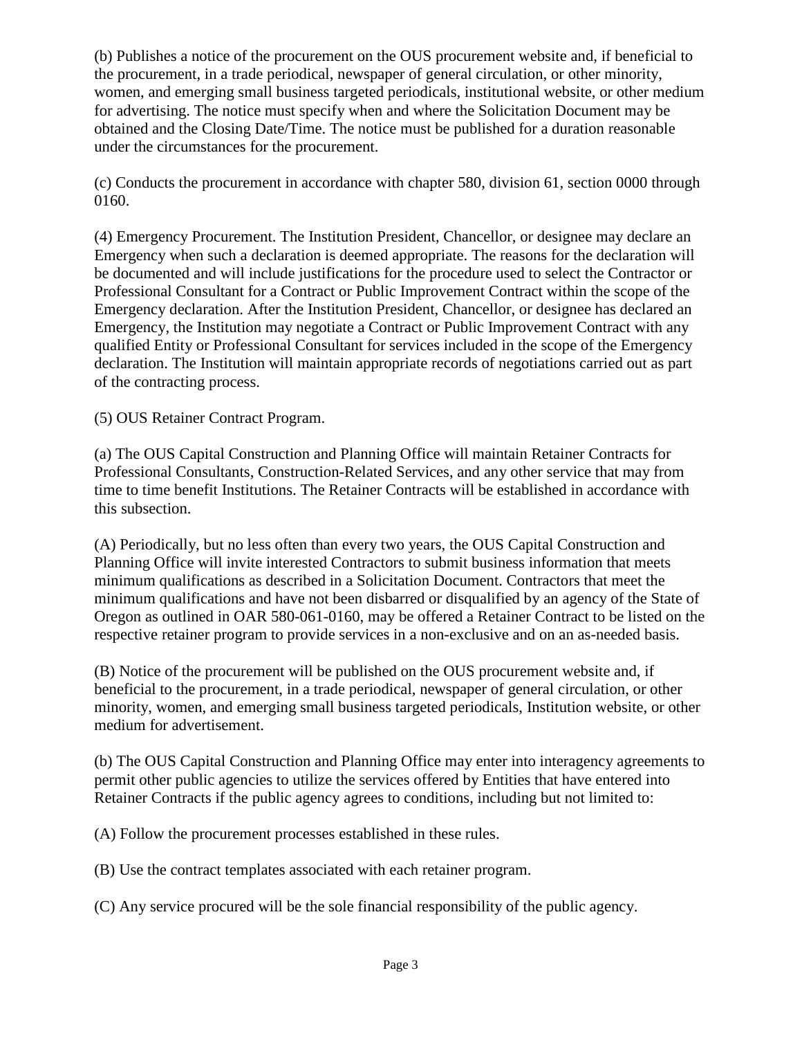(b) Publishes a notice of the procurement on the OUS procurement website and, if beneficial to the procurement, in a trade periodical, newspaper of general circulation, or other minority, women, and emerging small business targeted periodicals, institutional website, or other medium for advertising. The notice must specify when and where the Solicitation Document may be obtained and the Closing Date/Time. The notice must be published for a duration reasonable under the circumstances for the procurement.

(c) Conducts the procurement in accordance with chapter 580, division 61, section 0000 through 0160.

(4) Emergency Procurement. The Institution President, Chancellor, or designee may declare an Emergency when such a declaration is deemed appropriate. The reasons for the declaration will be documented and will include justifications for the procedure used to select the Contractor or Professional Consultant for a Contract or Public Improvement Contract within the scope of the Emergency declaration. After the Institution President, Chancellor, or designee has declared an Emergency, the Institution may negotiate a Contract or Public Improvement Contract with any qualified Entity or Professional Consultant for services included in the scope of the Emergency declaration. The Institution will maintain appropriate records of negotiations carried out as part of the contracting process.

(5) OUS Retainer Contract Program.

(a) The OUS Capital Construction and Planning Office will maintain Retainer Contracts for Professional Consultants, Construction-Related Services, and any other service that may from time to time benefit Institutions. The Retainer Contracts will be established in accordance with this subsection.

(A) Periodically, but no less often than every two years, the OUS Capital Construction and Planning Office will invite interested Contractors to submit business information that meets minimum qualifications as described in a Solicitation Document. Contractors that meet the minimum qualifications and have not been disbarred or disqualified by an agency of the State of Oregon as outlined in OAR 580-061-0160, may be offered a Retainer Contract to be listed on the respective retainer program to provide services in a non-exclusive and on an as-needed basis.

(B) Notice of the procurement will be published on the OUS procurement website and, if beneficial to the procurement, in a trade periodical, newspaper of general circulation, or other minority, women, and emerging small business targeted periodicals, Institution website, or other medium for advertisement.

(b) The OUS Capital Construction and Planning Office may enter into interagency agreements to permit other public agencies to utilize the services offered by Entities that have entered into Retainer Contracts if the public agency agrees to conditions, including but not limited to:

(A) Follow the procurement processes established in these rules.

(B) Use the contract templates associated with each retainer program.

(C) Any service procured will be the sole financial responsibility of the public agency.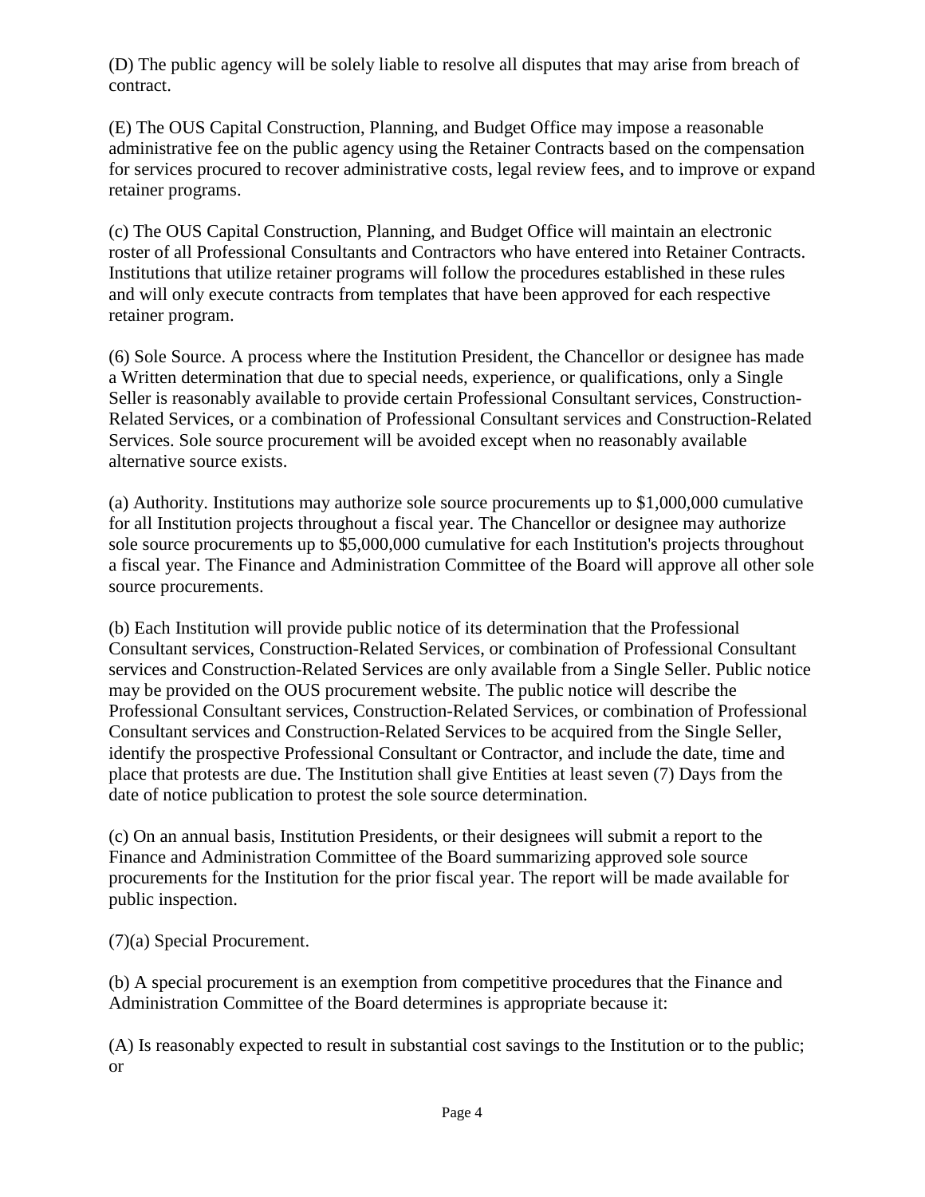(D) The public agency will be solely liable to resolve all disputes that may arise from breach of contract.

(E) The OUS Capital Construction, Planning, and Budget Office may impose a reasonable administrative fee on the public agency using the Retainer Contracts based on the compensation for services procured to recover administrative costs, legal review fees, and to improve or expand retainer programs.

(c) The OUS Capital Construction, Planning, and Budget Office will maintain an electronic roster of all Professional Consultants and Contractors who have entered into Retainer Contracts. Institutions that utilize retainer programs will follow the procedures established in these rules and will only execute contracts from templates that have been approved for each respective retainer program.

(6) Sole Source. A process where the Institution President, the Chancellor or designee has made a Written determination that due to special needs, experience, or qualifications, only a Single Seller is reasonably available to provide certain Professional Consultant services, Construction-Related Services, or a combination of Professional Consultant services and Construction-Related Services. Sole source procurement will be avoided except when no reasonably available alternative source exists.

(a) Authority. Institutions may authorize sole source procurements up to $1,000,000 cumulative for all Institution projects throughout a fiscal year. The Chancellor or designee may authorize sole source procurements up to $5,000,000 cumulative for each Institution's projects throughout a fiscal year. The Finance and Administration Committee of the Board will approve all other sole source procurements.

(b) Each Institution will provide public notice of its determination that the Professional Consultant services, Construction-Related Services, or combination of Professional Consultant services and Construction-Related Services are only available from a Single Seller. Public notice may be provided on the OUS procurement website. The public notice will describe the Professional Consultant services, Construction-Related Services, or combination of Professional Consultant services and Construction-Related Services to be acquired from the Single Seller, identify the prospective Professional Consultant or Contractor, and include the date, time and place that protests are due. The Institution shall give Entities at least seven (7) Days from the date of notice publication to protest the sole source determination.

(c) On an annual basis, Institution Presidents, or their designees will submit a report to the Finance and Administration Committee of the Board summarizing approved sole source procurements for the Institution for the prior fiscal year. The report will be made available for public inspection.

(7)(a) Special Procurement.

(b) A special procurement is an exemption from competitive procedures that the Finance and Administration Committee of the Board determines is appropriate because it:

(A) Is reasonably expected to result in substantial cost savings to the Institution or to the public; or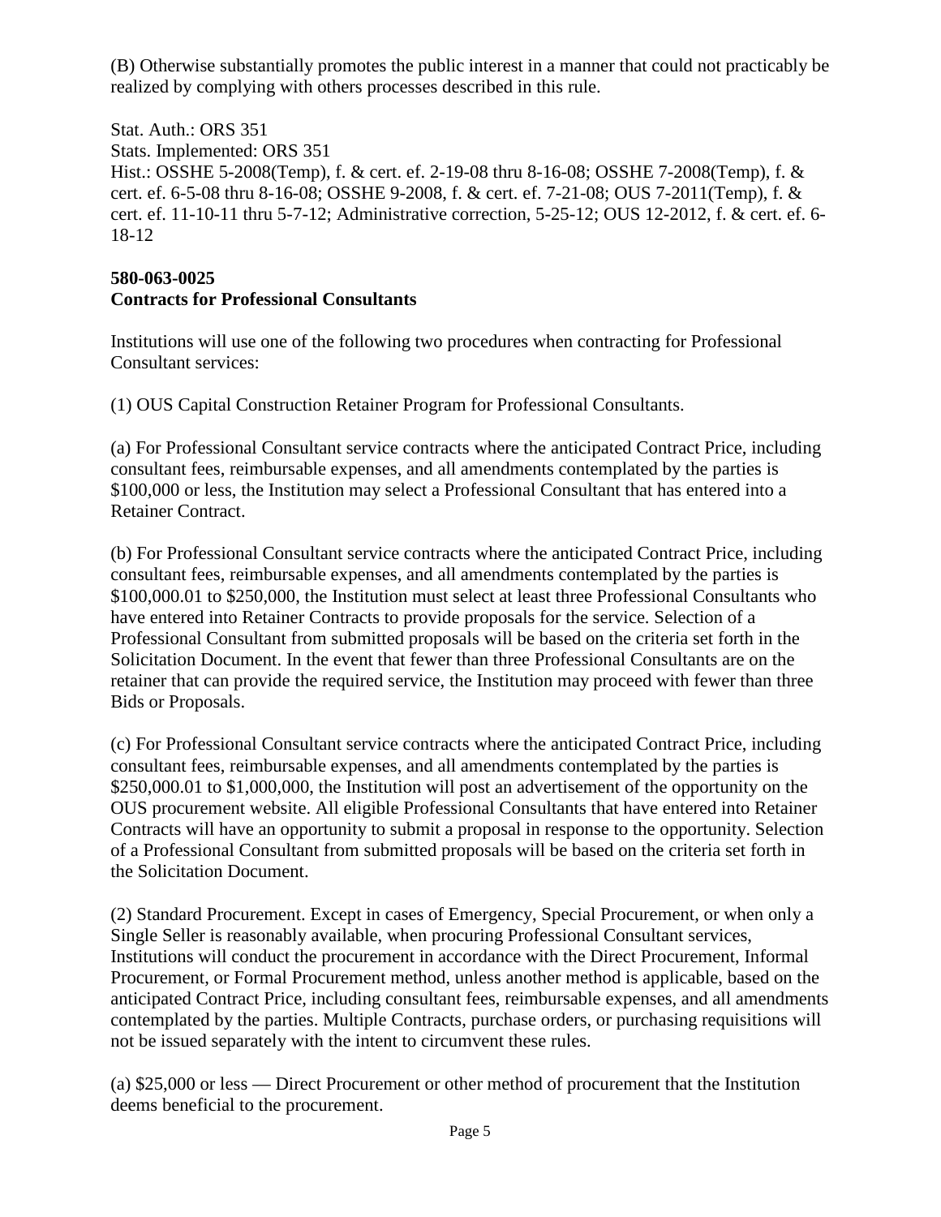(B) Otherwise substantially promotes the public interest in a manner that could not practicably be realized by complying with others processes described in this rule.

Stat. Auth.: ORS 351
Stats. Implemented: ORS 351
Hist.: OSSHE 5-2008(Temp), f. & cert. ef. 2-19-08 thru 8-16-08; OSSHE 7-2008(Temp), f. & cert. ef. 6-5-08 thru 8-16-08; OSSHE 9-2008, f. & cert. ef. 7-21-08; OUS 7-2011(Temp), f. & cert. ef. 11-10-11 thru 5-7-12; Administrative correction, 5-25-12; OUS 12-2012, f. & cert. ef. 6-18-12

**580-063-0025**
**Contracts for Professional Consultants**

Institutions will use one of the following two procedures when contracting for Professional Consultant services:

(1) OUS Capital Construction Retainer Program for Professional Consultants.

(a) For Professional Consultant service contracts where the anticipated Contract Price, including consultant fees, reimbursable expenses, and all amendments contemplated by the parties is $100,000 or less, the Institution may select a Professional Consultant that has entered into a Retainer Contract.

(b) For Professional Consultant service contracts where the anticipated Contract Price, including consultant fees, reimbursable expenses, and all amendments contemplated by the parties is $100,000.01 to $250,000, the Institution must select at least three Professional Consultants who have entered into Retainer Contracts to provide proposals for the service. Selection of a Professional Consultant from submitted proposals will be based on the criteria set forth in the Solicitation Document. In the event that fewer than three Professional Consultants are on the retainer that can provide the required service, the Institution may proceed with fewer than three Bids or Proposals.

(c) For Professional Consultant service contracts where the anticipated Contract Price, including consultant fees, reimbursable expenses, and all amendments contemplated by the parties is $250,000.01 to $1,000,000, the Institution will post an advertisement of the opportunity on the OUS procurement website. All eligible Professional Consultants that have entered into Retainer Contracts will have an opportunity to submit a proposal in response to the opportunity. Selection of a Professional Consultant from submitted proposals will be based on the criteria set forth in the Solicitation Document.

(2) Standard Procurement. Except in cases of Emergency, Special Procurement, or when only a Single Seller is reasonably available, when procuring Professional Consultant services, Institutions will conduct the procurement in accordance with the Direct Procurement, Informal Procurement, or Formal Procurement method, unless another method is applicable, based on the anticipated Contract Price, including consultant fees, reimbursable expenses, and all amendments contemplated by the parties. Multiple Contracts, purchase orders, or purchasing requisitions will not be issued separately with the intent to circumvent these rules.

(a) $25,000 or less — Direct Procurement or other method of procurement that the Institution deems beneficial to the procurement.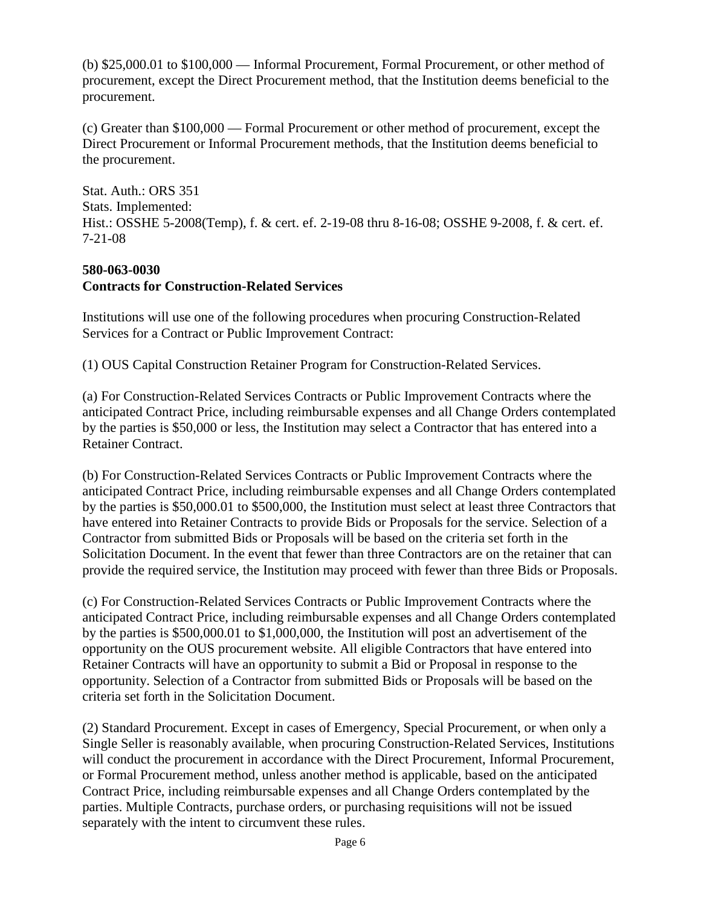(b) $25,000.01 to $100,000 — Informal Procurement, Formal Procurement, or other method of procurement, except the Direct Procurement method, that the Institution deems beneficial to the procurement.

(c) Greater than $100,000 — Formal Procurement or other method of procurement, except the Direct Procurement or Informal Procurement methods, that the Institution deems beneficial to the procurement.

Stat. Auth.: ORS 351
Stats. Implemented:
Hist.: OSSHE 5-2008(Temp), f. & cert. ef. 2-19-08 thru 8-16-08; OSSHE 9-2008, f. & cert. ef. 7-21-08

**580-063-0030**
**Contracts for Construction-Related Services**

Institutions will use one of the following procedures when procuring Construction-Related Services for a Contract or Public Improvement Contract:

(1) OUS Capital Construction Retainer Program for Construction-Related Services.

(a) For Construction-Related Services Contracts or Public Improvement Contracts where the anticipated Contract Price, including reimbursable expenses and all Change Orders contemplated by the parties is $50,000 or less, the Institution may select a Contractor that has entered into a Retainer Contract.

(b) For Construction-Related Services Contracts or Public Improvement Contracts where the anticipated Contract Price, including reimbursable expenses and all Change Orders contemplated by the parties is $50,000.01 to $500,000, the Institution must select at least three Contractors that have entered into Retainer Contracts to provide Bids or Proposals for the service. Selection of a Contractor from submitted Bids or Proposals will be based on the criteria set forth in the Solicitation Document. In the event that fewer than three Contractors are on the retainer that can provide the required service, the Institution may proceed with fewer than three Bids or Proposals.

(c) For Construction-Related Services Contracts or Public Improvement Contracts where the anticipated Contract Price, including reimbursable expenses and all Change Orders contemplated by the parties is $500,000.01 to $1,000,000, the Institution will post an advertisement of the opportunity on the OUS procurement website. All eligible Contractors that have entered into Retainer Contracts will have an opportunity to submit a Bid or Proposal in response to the opportunity. Selection of a Contractor from submitted Bids or Proposals will be based on the criteria set forth in the Solicitation Document.

(2) Standard Procurement. Except in cases of Emergency, Special Procurement, or when only a Single Seller is reasonably available, when procuring Construction-Related Services, Institutions will conduct the procurement in accordance with the Direct Procurement, Informal Procurement, or Formal Procurement method, unless another method is applicable, based on the anticipated Contract Price, including reimbursable expenses and all Change Orders contemplated by the parties. Multiple Contracts, purchase orders, or purchasing requisitions will not be issued separately with the intent to circumvent these rules.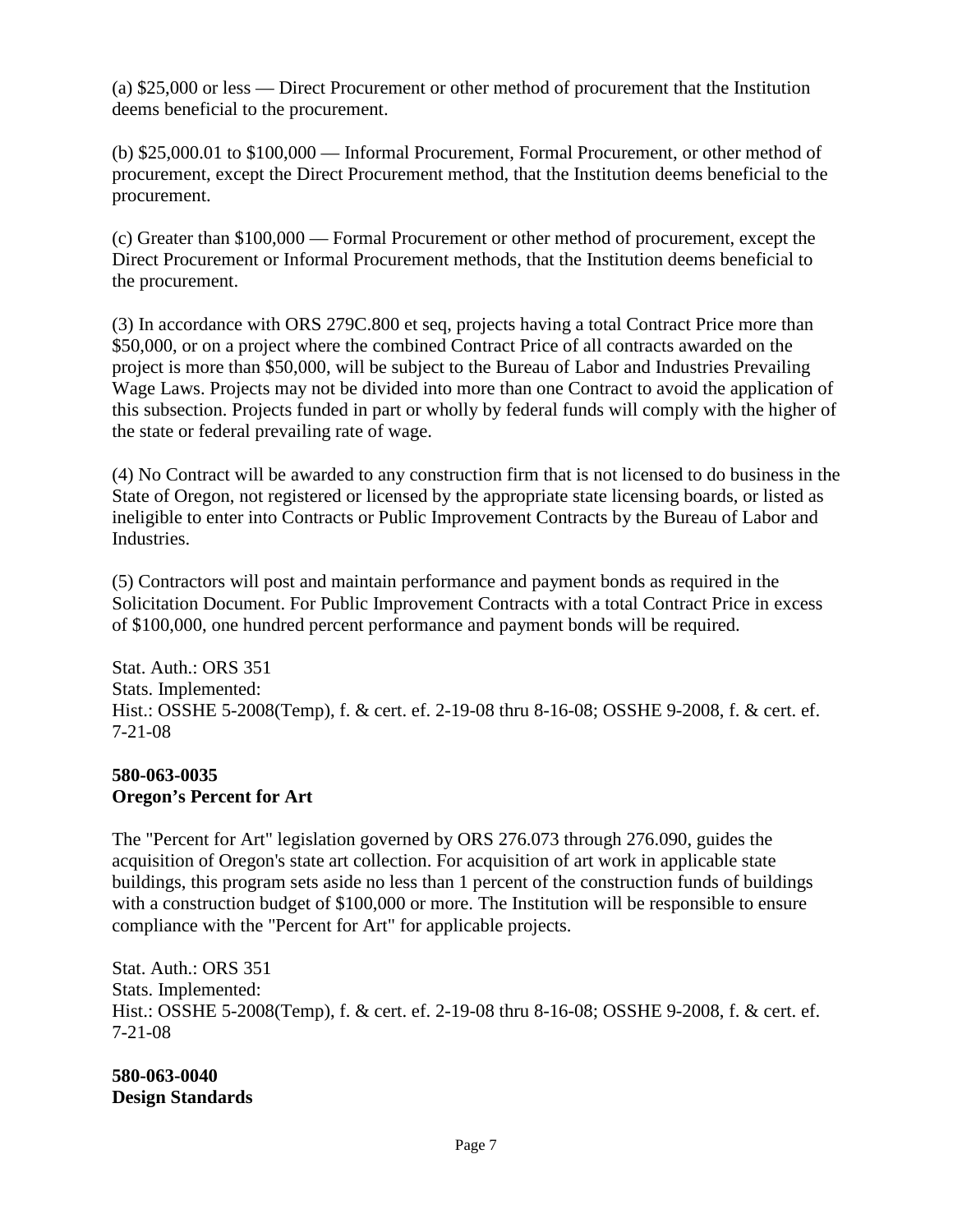(a) $25,000 or less — Direct Procurement or other method of procurement that the Institution deems beneficial to the procurement.

(b) $25,000.01 to $100,000 — Informal Procurement, Formal Procurement, or other method of procurement, except the Direct Procurement method, that the Institution deems beneficial to the procurement.

(c) Greater than $100,000 — Formal Procurement or other method of procurement, except the Direct Procurement or Informal Procurement methods, that the Institution deems beneficial to the procurement.

(3) In accordance with ORS 279C.800 et seq, projects having a total Contract Price more than $50,000, or on a project where the combined Contract Price of all contracts awarded on the project is more than $50,000, will be subject to the Bureau of Labor and Industries Prevailing Wage Laws. Projects may not be divided into more than one Contract to avoid the application of this subsection. Projects funded in part or wholly by federal funds will comply with the higher of the state or federal prevailing rate of wage.

(4) No Contract will be awarded to any construction firm that is not licensed to do business in the State of Oregon, not registered or licensed by the appropriate state licensing boards, or listed as ineligible to enter into Contracts or Public Improvement Contracts by the Bureau of Labor and Industries.

(5) Contractors will post and maintain performance and payment bonds as required in the Solicitation Document. For Public Improvement Contracts with a total Contract Price in excess of $100,000, one hundred percent performance and payment bonds will be required.

Stat. Auth.: ORS 351
Stats. Implemented:
Hist.: OSSHE 5-2008(Temp), f. & cert. ef. 2-19-08 thru 8-16-08; OSSHE 9-2008, f. & cert. ef. 7-21-08

**580-063-0035**
**Oregon's Percent for Art**

The "Percent for Art" legislation governed by ORS 276.073 through 276.090, guides the acquisition of Oregon's state art collection. For acquisition of art work in applicable state buildings, this program sets aside no less than 1 percent of the construction funds of buildings with a construction budget of $100,000 or more. The Institution will be responsible to ensure compliance with the "Percent for Art" for applicable projects.

Stat. Auth.: ORS 351
Stats. Implemented:
Hist.: OSSHE 5-2008(Temp), f. & cert. ef. 2-19-08 thru 8-16-08; OSSHE 9-2008, f. & cert. ef. 7-21-08

**580-063-0040**
**Design Standards**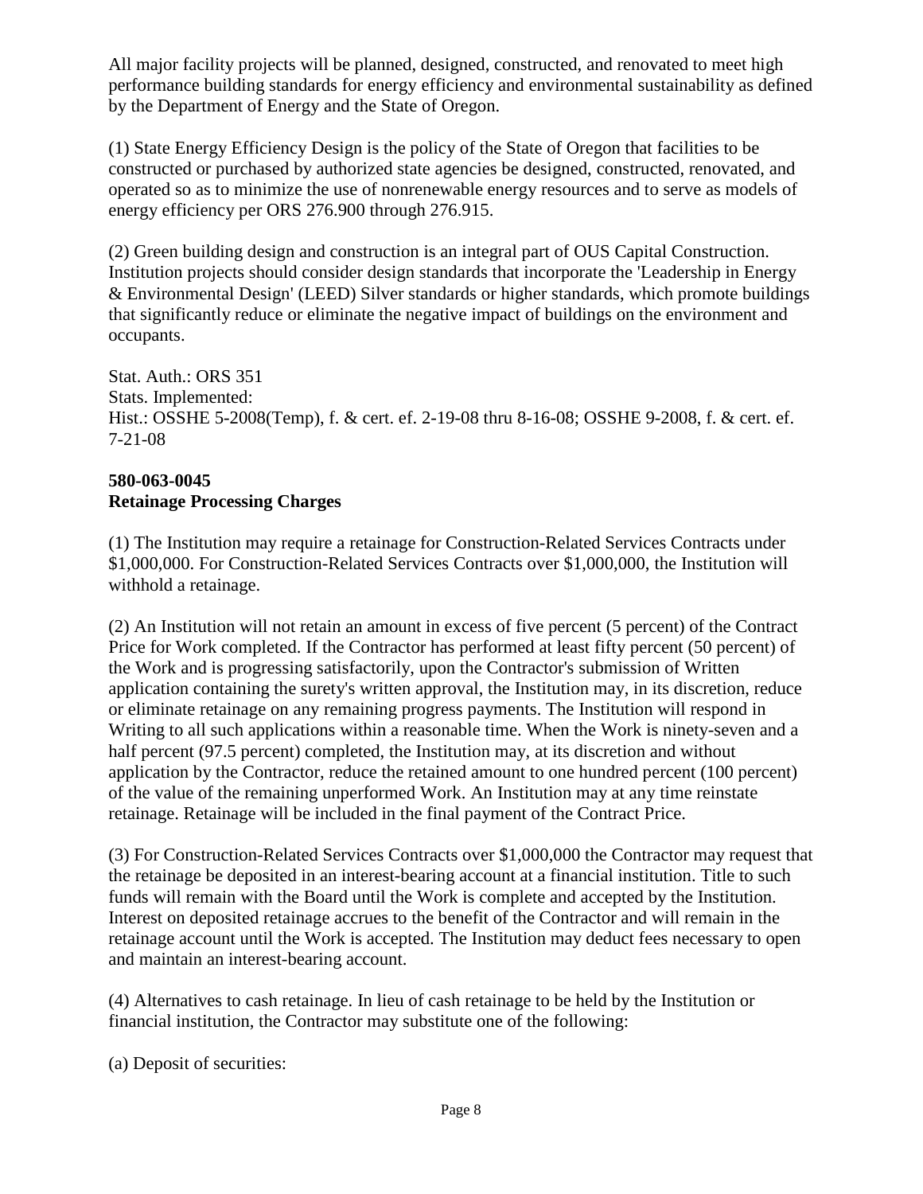All major facility projects will be planned, designed, constructed, and renovated to meet high performance building standards for energy efficiency and environmental sustainability as defined by the Department of Energy and the State of Oregon.

(1) State Energy Efficiency Design is the policy of the State of Oregon that facilities to be constructed or purchased by authorized state agencies be designed, constructed, renovated, and operated so as to minimize the use of nonrenewable energy resources and to serve as models of energy efficiency per ORS 276.900 through 276.915.

(2) Green building design and construction is an integral part of OUS Capital Construction. Institution projects should consider design standards that incorporate the 'Leadership in Energy & Environmental Design' (LEED) Silver standards or higher standards, which promote buildings that significantly reduce or eliminate the negative impact of buildings on the environment and occupants.

Stat. Auth.: ORS 351
Stats. Implemented:
Hist.: OSSHE 5-2008(Temp), f. & cert. ef. 2-19-08 thru 8-16-08; OSSHE 9-2008, f. & cert. ef. 7-21-08

**580-063-0045**
**Retainage Processing Charges**

(1) The Institution may require a retainage for Construction-Related Services Contracts under \$1,000,000. For Construction-Related Services Contracts over \$1,000,000, the Institution will withhold a retainage.

(2) An Institution will not retain an amount in excess of five percent (5 percent) of the Contract Price for Work completed. If the Contractor has performed at least fifty percent (50 percent) of the Work and is progressing satisfactorily, upon the Contractor's submission of Written application containing the surety's written approval, the Institution may, in its discretion, reduce or eliminate retainage on any remaining progress payments. The Institution will respond in Writing to all such applications within a reasonable time. When the Work is ninety-seven and a half percent (97.5 percent) completed, the Institution may, at its discretion and without application by the Contractor, reduce the retained amount to one hundred percent (100 percent) of the value of the remaining unperformed Work. An Institution may at any time reinstate retainage. Retainage will be included in the final payment of the Contract Price.

(3) For Construction-Related Services Contracts over \$1,000,000 the Contractor may request that the retainage be deposited in an interest-bearing account at a financial institution. Title to such funds will remain with the Board until the Work is complete and accepted by the Institution. Interest on deposited retainage accrues to the benefit of the Contractor and will remain in the retainage account until the Work is accepted. The Institution may deduct fees necessary to open and maintain an interest-bearing account.

(4) Alternatives to cash retainage. In lieu of cash retainage to be held by the Institution or financial institution, the Contractor may substitute one of the following:

(a) Deposit of securities: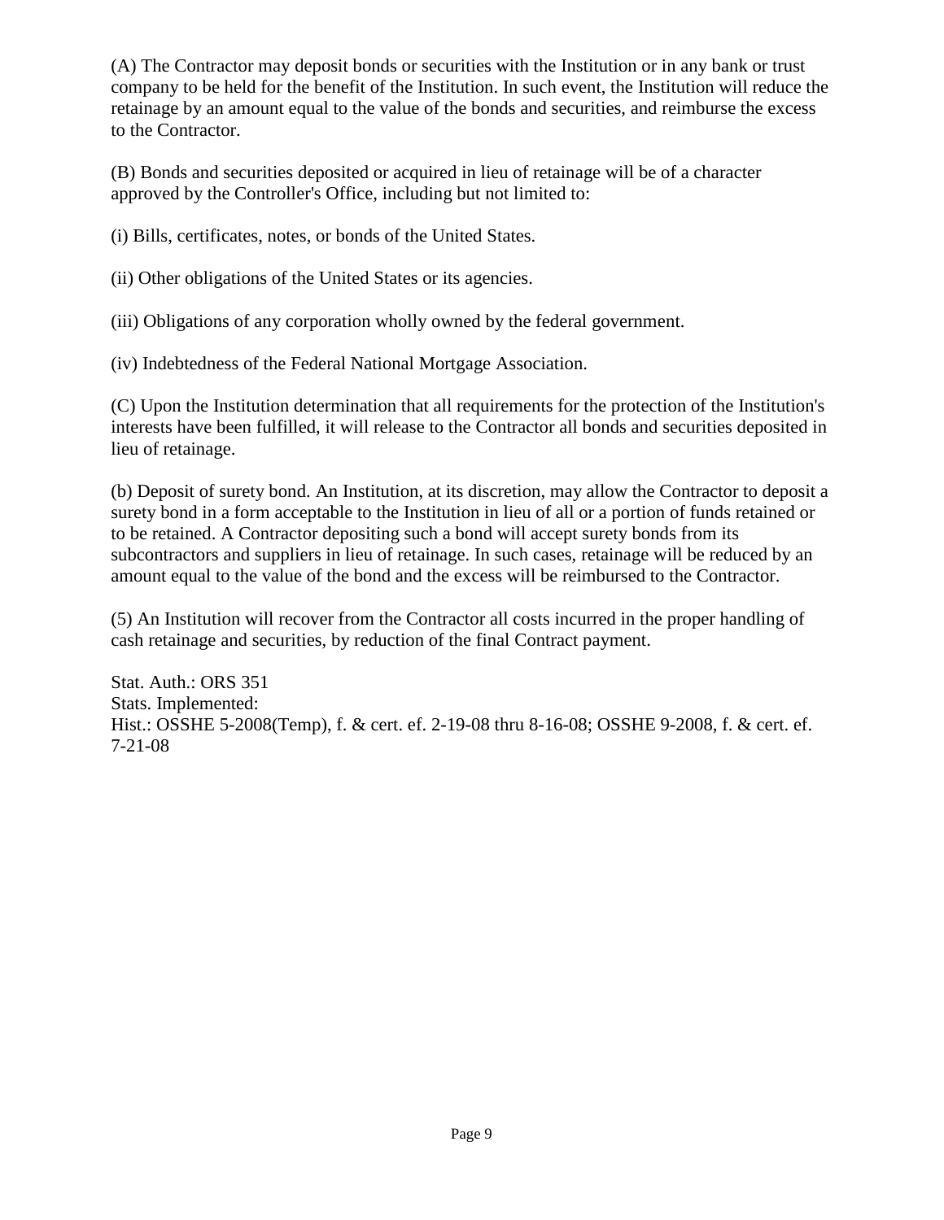(A) The Contractor may deposit bonds or securities with the Institution or in any bank or trust company to be held for the benefit of the Institution. In such event, the Institution will reduce the retainage by an amount equal to the value of the bonds and securities, and reimburse the excess to the Contractor.

(B) Bonds and securities deposited or acquired in lieu of retainage will be of a character approved by the Controller's Office, including but not limited to:

(i) Bills, certificates, notes, or bonds of the United States.

(ii) Other obligations of the United States or its agencies.

(iii) Obligations of any corporation wholly owned by the federal government.

(iv) Indebtedness of the Federal National Mortgage Association.

(C) Upon the Institution determination that all requirements for the protection of the Institution's interests have been fulfilled, it will release to the Contractor all bonds and securities deposited in lieu of retainage.

(b) Deposit of surety bond. An Institution, at its discretion, may allow the Contractor to deposit a surety bond in a form acceptable to the Institution in lieu of all or a portion of funds retained or to be retained. A Contractor depositing such a bond will accept surety bonds from its subcontractors and suppliers in lieu of retainage. In such cases, retainage will be reduced by an amount equal to the value of the bond and the excess will be reimbursed to the Contractor.

(5) An Institution will recover from the Contractor all costs incurred in the proper handling of cash retainage and securities, by reduction of the final Contract payment.

Stat. Auth.: ORS 351
Stats. Implemented:
Hist.: OSSHE 5-2008(Temp), f. & cert. ef. 2-19-08 thru 8-16-08; OSSHE 9-2008, f. & cert. ef. 7-21-08